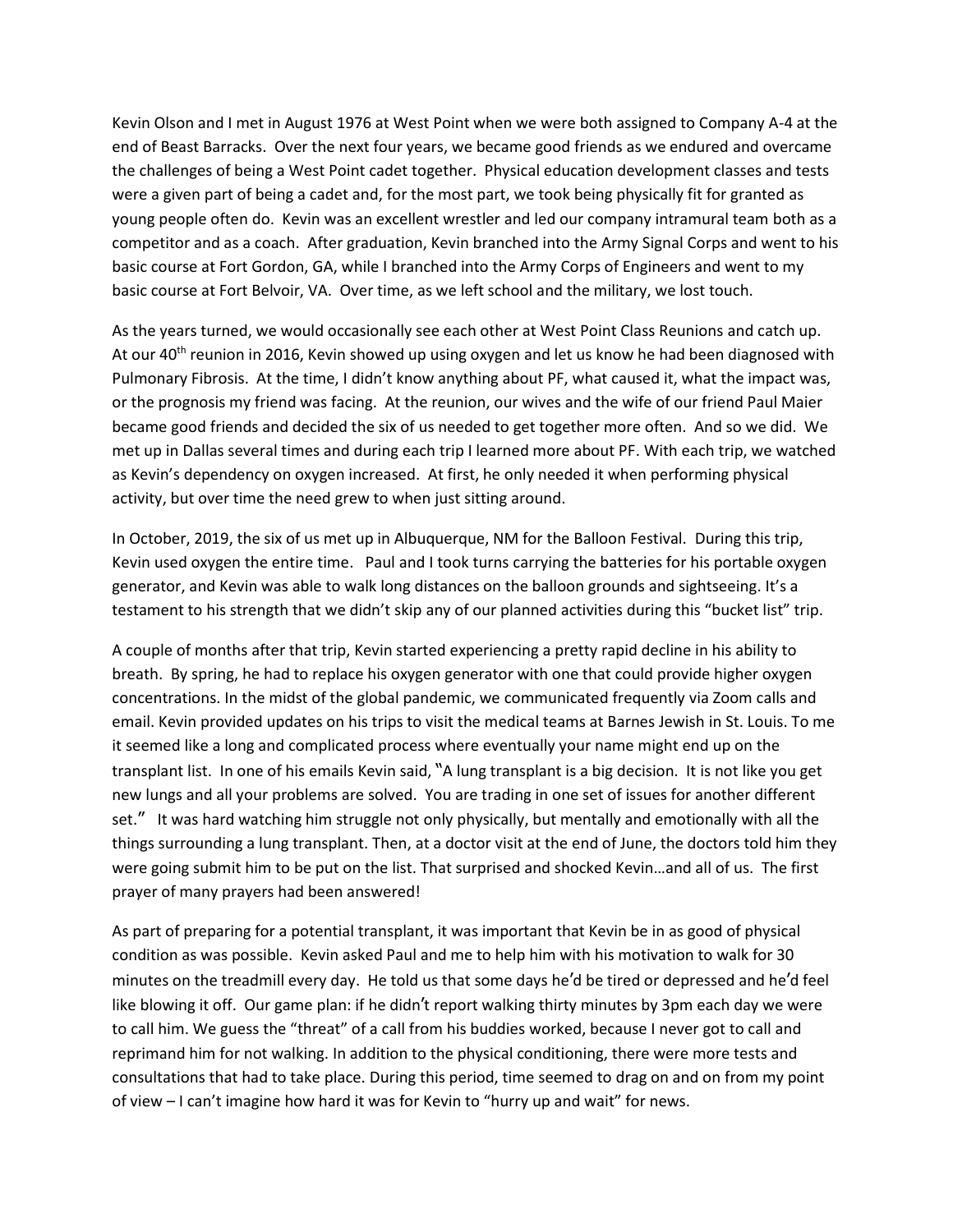Kevin Olson and I met in August 1976 at West Point when we were both assigned to Company A-4 at the end of Beast Barracks. Over the next four years, we became good friends as we endured and overcame the challenges of being a West Point cadet together. Physical education development classes and tests were a given part of being a cadet and, for the most part, we took being physically fit for granted as young people often do. Kevin was an excellent wrestler and led our company intramural team both as a competitor and as a coach. After graduation, Kevin branched into the Army Signal Corps and went to his basic course at Fort Gordon, GA, while I branched into the Army Corps of Engineers and went to my basic course at Fort Belvoir, VA. Over time, as we left school and the military, we lost touch.

As the years turned, we would occasionally see each other at West Point Class Reunions and catch up. At our 40th reunion in 2016, Kevin showed up using oxygen and let us know he had been diagnosed with Pulmonary Fibrosis. At the time, I didn't know anything about PF, what caused it, what the impact was, or the prognosis my friend was facing. At the reunion, our wives and the wife of our friend Paul Maier became good friends and decided the six of us needed to get together more often. And so we did. We met up in Dallas several times and during each trip I learned more about PF. With each trip, we watched as Kevin's dependency on oxygen increased. At first, he only needed it when performing physical activity, but over time the need grew to when just sitting around.

In October, 2019, the six of us met up in Albuquerque, NM for the Balloon Festival. During this trip, Kevin used oxygen the entire time. Paul and I took turns carrying the batteries for his portable oxygen generator, and Kevin was able to walk long distances on the balloon grounds and sightseeing. It's a testament to his strength that we didn't skip any of our planned activities during this "bucket list" trip.

A couple of months after that trip, Kevin started experiencing a pretty rapid decline in his ability to breath. By spring, he had to replace his oxygen generator with one that could provide higher oxygen concentrations. In the midst of the global pandemic, we communicated frequently via Zoom calls and email. Kevin provided updates on his trips to visit the medical teams at Barnes Jewish in St. Louis. To me it seemed like a long and complicated process where eventually your name might end up on the transplant list. In one of his emails Kevin said, "A lung transplant is a big decision. It is not like you get new lungs and all your problems are solved. You are trading in one set of issues for another different set." It was hard watching him struggle not only physically, but mentally and emotionally with all the things surrounding a lung transplant. Then, at a doctor visit at the end of June, the doctors told him they were going submit him to be put on the list. That surprised and shocked Kevin…and all of us. The first prayer of many prayers had been answered!

As part of preparing for a potential transplant, it was important that Kevin be in as good of physical condition as was possible. Kevin asked Paul and me to help him with his motivation to walk for 30 minutes on the treadmill every day. He told us that some days he'd be tired or depressed and he'd feel like blowing it off. Our game plan: if he didn't report walking thirty minutes by 3pm each day we were to call him. We guess the "threat" of a call from his buddies worked, because I never got to call and reprimand him for not walking. In addition to the physical conditioning, there were more tests and consultations that had to take place. During this period, time seemed to drag on and on from my point of view – I can't imagine how hard it was for Kevin to "hurry up and wait" for news.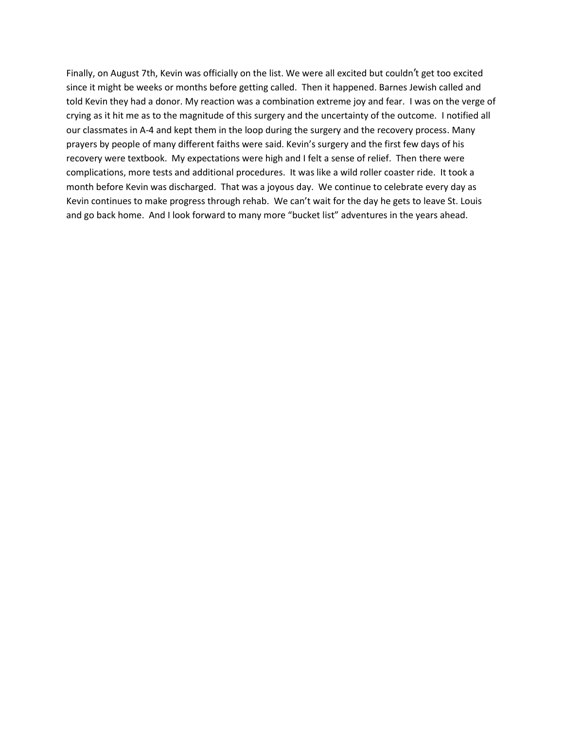Finally, on August 7th, Kevin was officially on the list. We were all excited but couldn't get too excited since it might be weeks or months before getting called. Then it happened. Barnes Jewish called and told Kevin they had a donor. My reaction was a combination extreme joy and fear. I was on the verge of crying as it hit me as to the magnitude of this surgery and the uncertainty of the outcome. I notified all our classmates in A-4 and kept them in the loop during the surgery and the recovery process. Many prayers by people of many different faiths were said. Kevin's surgery and the first few days of his recovery were textbook. My expectations were high and I felt a sense of relief. Then there were complications, more tests and additional procedures. It was like a wild roller coaster ride. It took a month before Kevin was discharged. That was a joyous day. We continue to celebrate every day as Kevin continues to make progress through rehab. We can't wait for the day he gets to leave St. Louis and go back home. And I look forward to many more "bucket list" adventures in the years ahead.